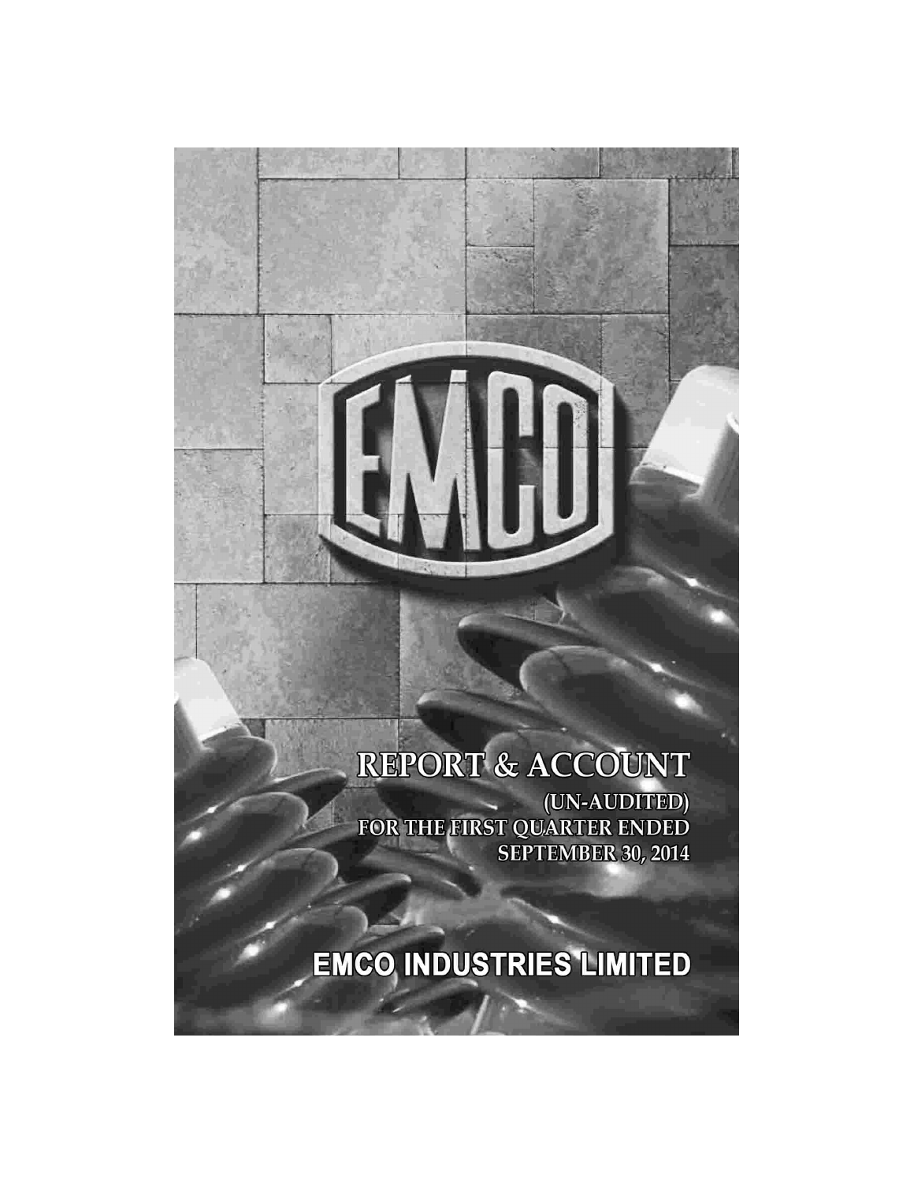# REPORT & ACCOUNT

**(UN-AUDITED)**
**FOR THE FIRST QUARTER ENDED**
**SEPTEMBER 30, 2014**

# EMCO INDUSTRIES LIMITED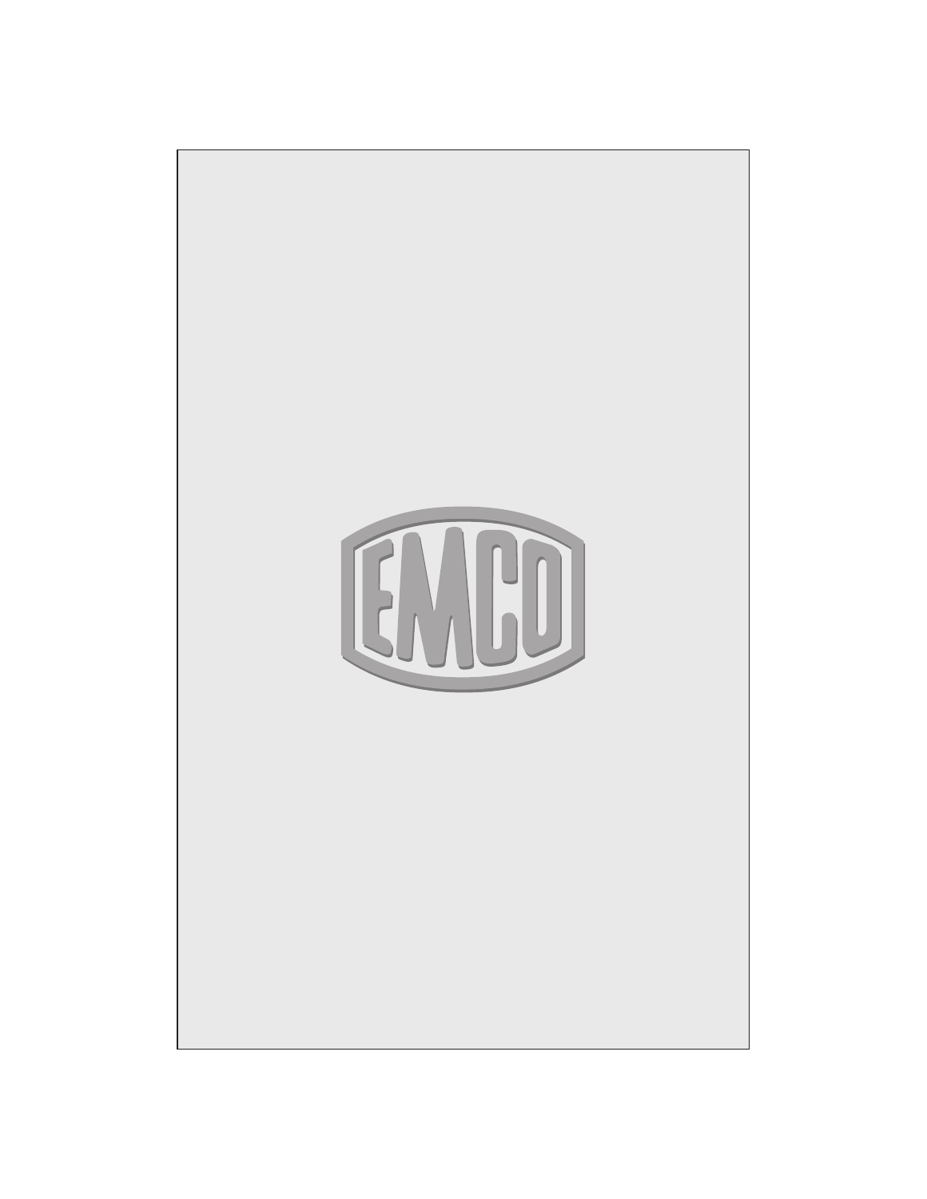EMCO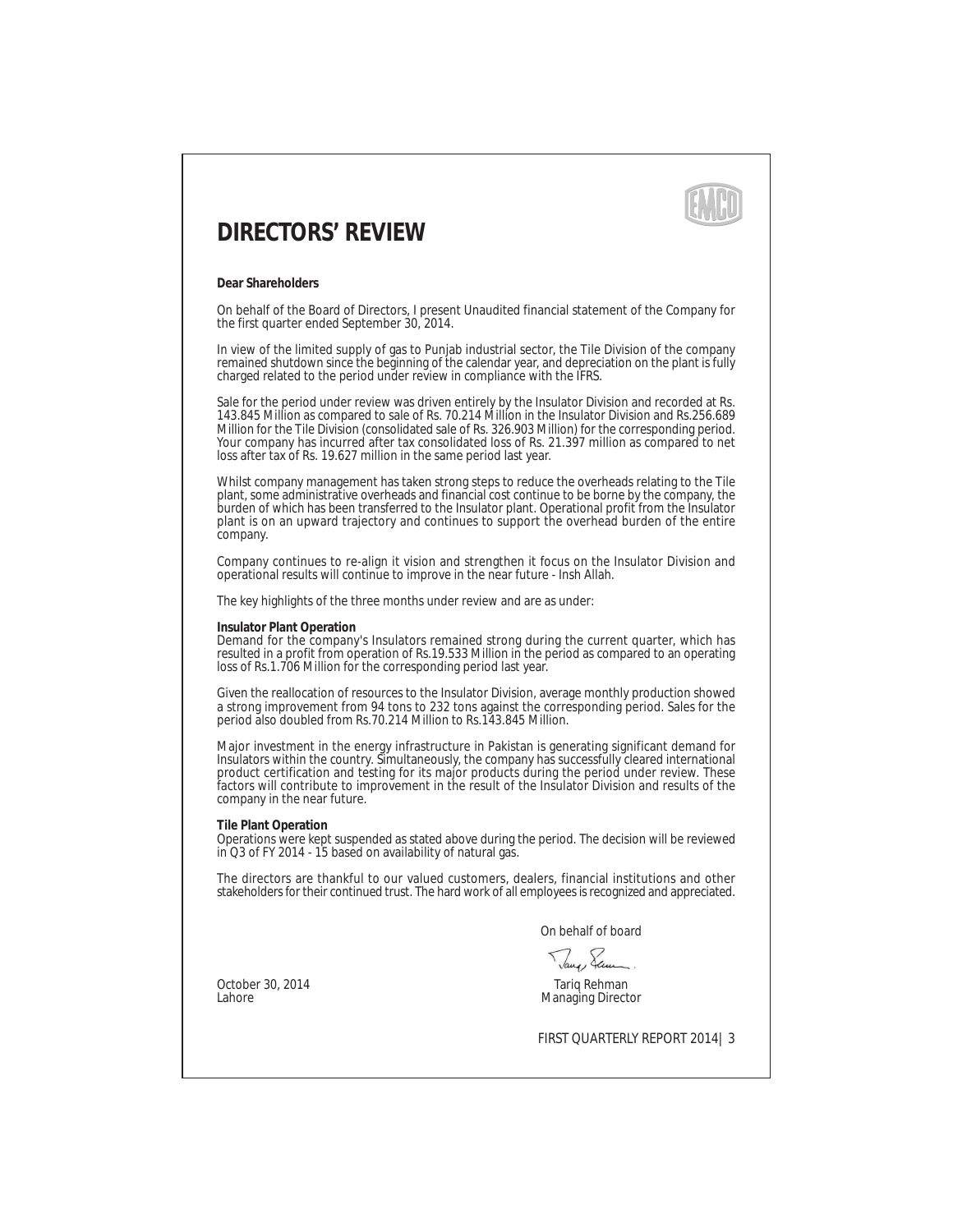// DIRECTORS' REVIEW

**Dear Shareholders**

On behalf of the Board of Directors, I present Unaudited financial statement of the Company for the first quarter ended September 30, 2014.

In view of the limited supply of gas to Punjab industrial sector, the Tile Division of the company remained shutdown since the beginning of the calendar year, and depreciation on the plant is fully charged related to the period under review in compliance with the IFRS.

Sale for the period under review was driven entirely by the Insulator Division and recorded at Rs. 143.845 Million as compared to sale of Rs. 70.214 Million in the Insulator Division and Rs.256.689 Million for the Tile Division (consolidated sale of Rs. 326.903 Million) for the corresponding period. Your company has incurred after tax consolidated loss of Rs. 21.397 million as compared to net loss after tax of Rs. 19.627 million in the same period last year.

Whilst company management has taken strong steps to reduce the overheads relating to the Tile plant, some administrative overheads and financial cost continue to be borne by the company, the burden of which has been transferred to the Insulator plant. Operational profit from the Insulator plant is on an upward trajectory and continues to support the overhead burden of the entire company.

Company continues to re-align it vision and strengthen it focus on the Insulator Division and operational results will continue to improve in the near future - Insh Allah.

The key highlights of the three months under review and are as under:

**Insulator Plant Operation**
Demand for the company's Insulators remained strong during the current quarter, which has resulted in a profit from operation of Rs.19.533 Million in the period as compared to an operating loss of Rs.1.706 Million for the corresponding period last year.

Given the reallocation of resources to the Insulator Division, average monthly production showed a strong improvement from 94 tons to 232 tons against the corresponding period. Sales for the period also doubled from Rs.70.214 Million to Rs.143.845 Million.

Major investment in the energy infrastructure in Pakistan is generating significant demand for Insulators within the country. Simultaneously, the company has successfully cleared international product certification and testing for its major products during the period under review. These factors will contribute to improvement in the result of the Insulator Division and results of the company in the near future.

**Tile Plant Operation**
Operations were kept suspended as stated above during the period. The decision will be reviewed in Q3 of FY 2014 - 15 based on availability of natural gas.

The directors are thankful to our valued customers, dealers, financial institutions and other stakeholders for their continued trust. The hard work of all employees is recognized and appreciated.

On behalf of board

Tariq Rehman
Managing Director

October 30, 2014
Lahore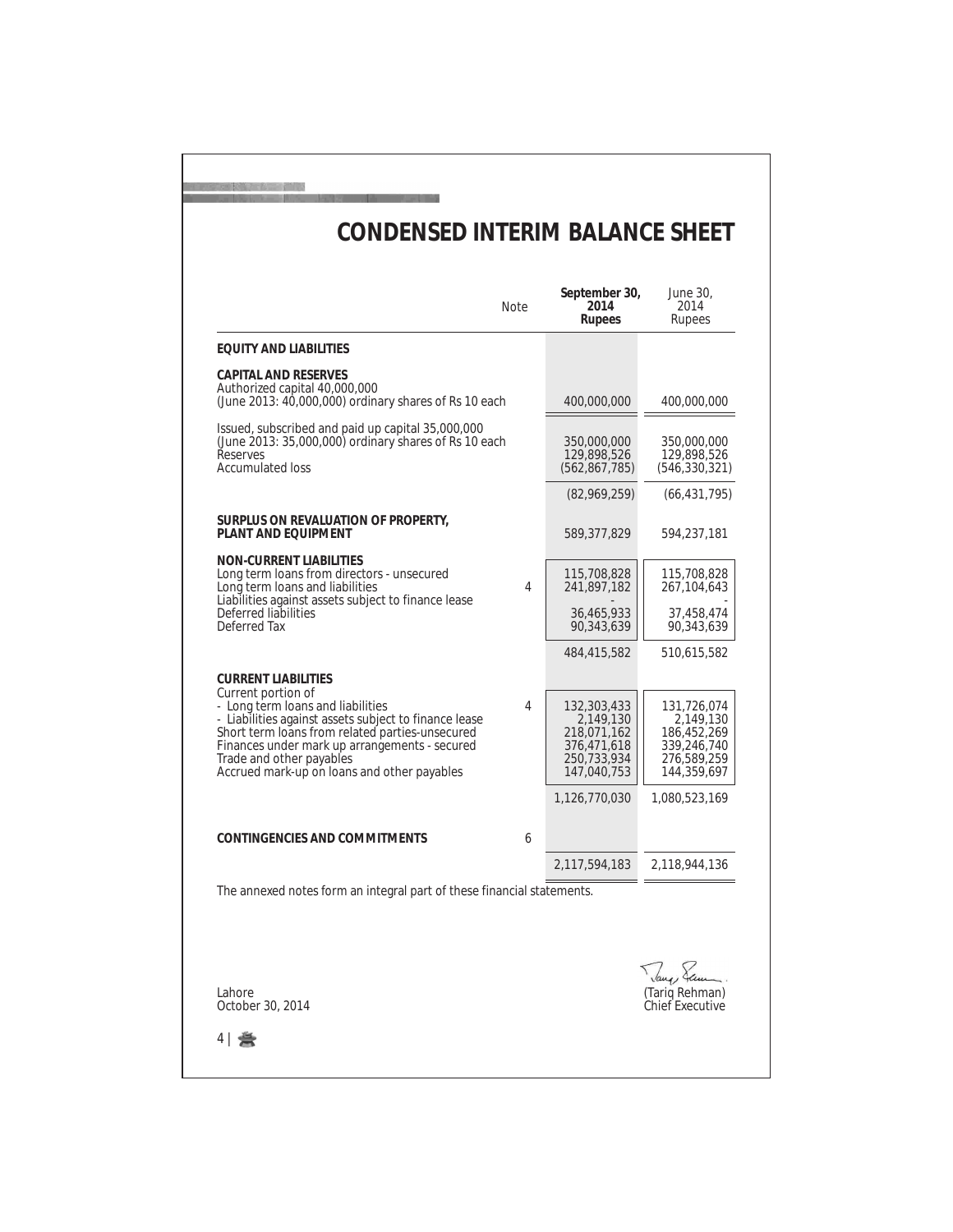# CONDENSED INTERIM BALANCE SHEET

| | Note | September 30, 2014 Rupees | June 30, 2014 Rupees |
|---|---|---|---|
| **EQUITY AND LIABILITIES** | | | |
| **CAPITAL AND RESERVES** | | | |
| Authorized capital 40,000,000 (June 2013: 40,000,000) ordinary shares of Rs 10 each | | 400,000,000 | 400,000,000 |
| Issued, subscribed and paid up capital 35,000,000 (June 2013: 35,000,000) ordinary shares of Rs 10 each | | 350,000,000 | 350,000,000 |
| Reserves | | 129,898,526 | 129,898,526 |
| Accumulated loss | | (562,867,785) | (546,330,321) |
| | | (82,969,259) | (66,431,795) |
| **SURPLUS ON REVALUATION OF PROPERTY, PLANT AND EQUIPMENT** | | 589,377,829 | 594,237,181 |
| **NON-CURRENT LIABILITIES** | | | |
| Long term loans from directors - unsecured | | 115,708,828 | 115,708,828 |
| Long term loans and liabilities | 4 | 241,897,182 | 267,104,643 |
| Liabilities against assets subject to finance lease | | - | - |
| Deferred liabilities | | 36,465,933 | 37,458,474 |
| Deferred Tax | | 90,343,639 | 90,343,639 |
| | | 484,415,582 | 510,615,582 |
| **CURRENT LIABILITIES** | | | |
| Current portion of | | | |
| - Long term loans and liabilities | 4 | 132,303,433 | 131,726,074 |
| - Liabilities against assets subject to finance lease | | 2,149,130 | 2,149,130 |
| Short term loans from related parties-unsecured | | 218,071,162 | 186,452,269 |
| Finances under mark up arrangements - secured | | 376,471,618 | 339,246,740 |
| Trade and other payables | | 250,733,934 | 276,589,259 |
| Accrued mark-up on loans and other payables | | 147,040,753 | 144,359,697 |
| | | 1,126,770,030 | 1,080,523,169 |
| **CONTINGENCIES AND COMMITMENTS** | 6 | | |
| | | 2,117,594,183 | 2,118,944,136 |

The annexed notes form an integral part of these financial statements.

Lahore
October 30, 2014

(Tariq Rehman)
Chief Executive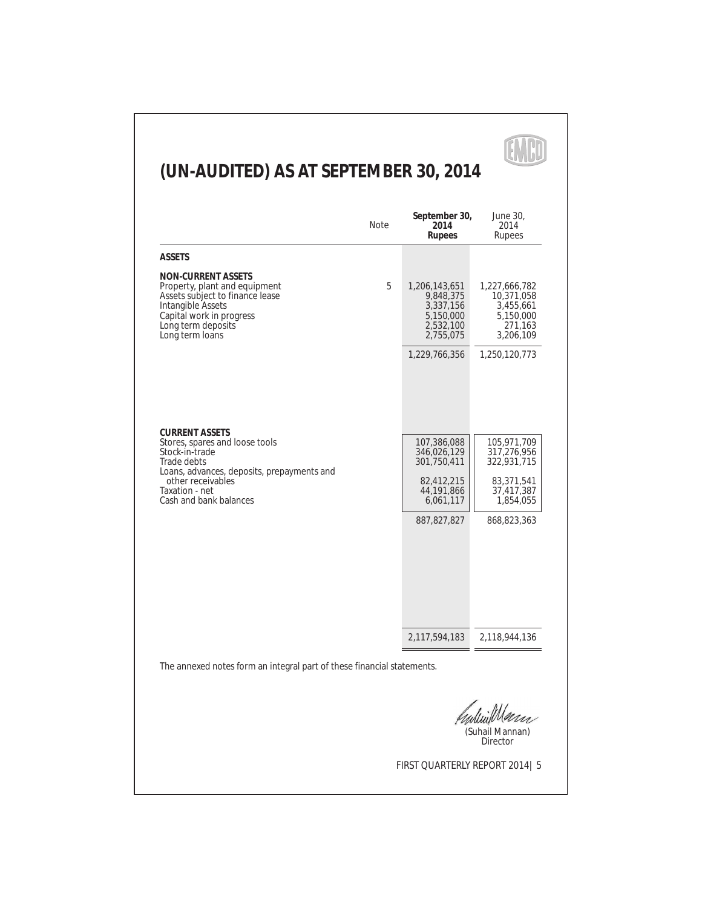# (UN-AUDITED) AS AT SEPTEMBER 30, 2014

| | Note | September 30, 2014 Rupees | June 30, 2014 Rupees |
|---|---|---|---|
| **ASSETS** | | | |
| **NON-CURRENT ASSETS** | | | |
| Property, plant and equipment | 5 | 1,206,143,651 | 1,227,666,782 |
| Assets subject to finance lease | | 9,848,375 | 10,371,058 |
| Intangible Assets | | 3,337,156 | 3,455,661 |
| Capital work in progress | | 5,150,000 | 5,150,000 |
| Long term deposits | | 2,532,100 | 271,163 |
| Long term loans | | 2,755,075 | 3,206,109 |
| | | 1,229,766,356 | 1,250,120,773 |
| **CURRENT ASSETS** | | | |
| Stores, spares and loose tools | | 107,386,088 | 105,971,709 |
| Stock-in-trade | | 346,026,129 | 317,276,956 |
| Trade debts | | 301,750,411 | 322,931,715 |
| Loans, advances, deposits, prepayments and other receivables | | 82,412,215 | 83,371,541 |
| Taxation - net | | 44,191,866 | 37,417,387 |
| Cash and bank balances | | 6,061,117 | 1,854,055 |
| | | 887,827,827 | 868,823,363 |
| | | 2,117,594,183 | 2,118,944,136 |

The annexed notes form an integral part of these financial statements.

(Suhail Mannan)
Director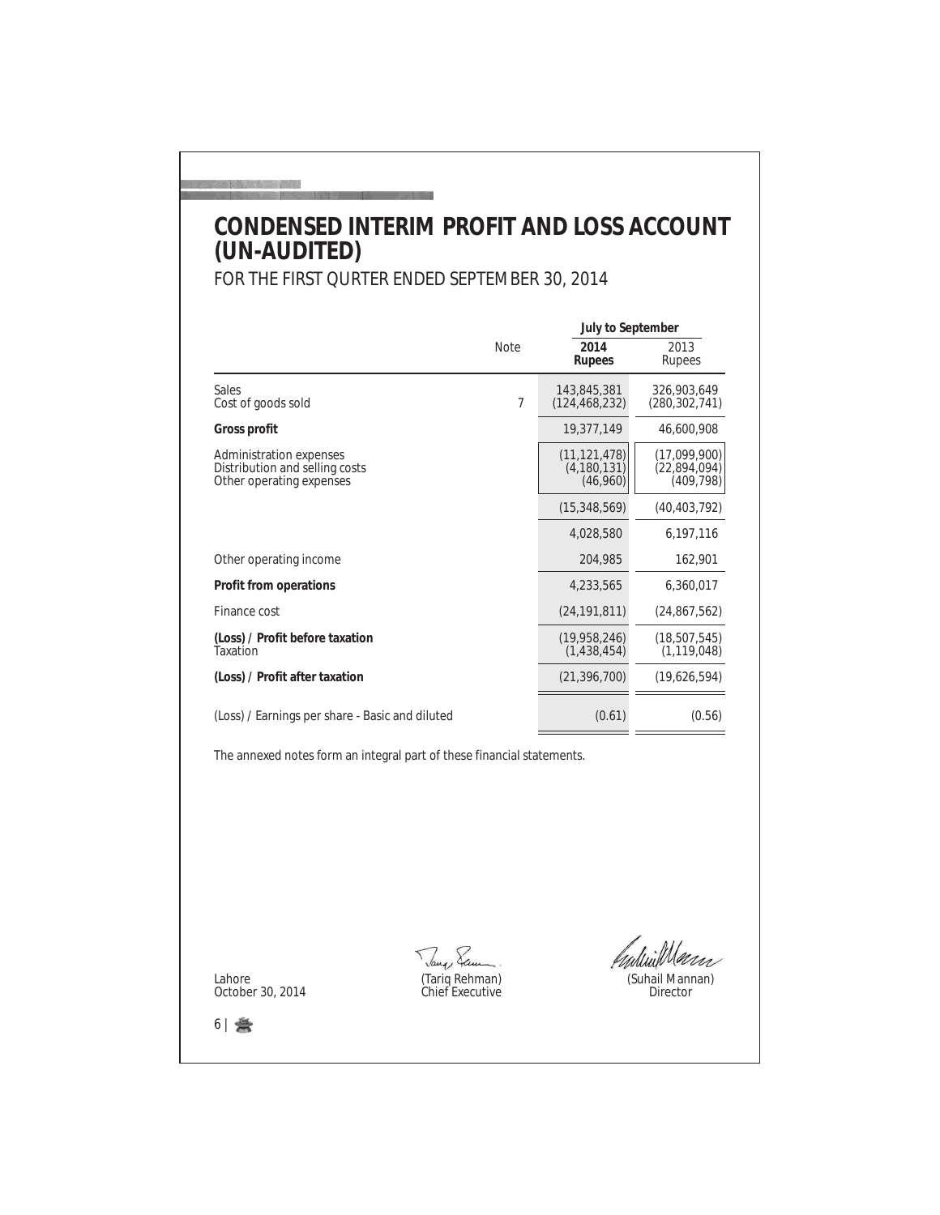# CONDENSED INTERIM PROFIT AND LOSS ACCOUNT (UN-AUDITED)

FOR THE FIRST QURTER ENDED SEPTEMBER 30, 2014

| | Note | July to September | |
|---|---|---|---|
| | | **2014 Rupees** | 2013 Rupees |
| Sales | | 143,845,381 | 326,903,649 |
| Cost of goods sold | 7 | (124,468,232) | (280,302,741) |
| **Gross profit** | | 19,377,149 | 46,600,908 |
| Administration expenses | | (11,121,478) | (17,099,900) |
| Distribution and selling costs | | (4,180,131) | (22,894,094) |
| Other operating expenses | | (46,960) | (409,798) |
| | | (15,348,569) | (40,403,792) |
| | | 4,028,580 | 6,197,116 |
| Other operating income | | 204,985 | 162,901 |
| **Profit from operations** | | 4,233,565 | 6,360,017 |
| Finance cost | | (24,191,811) | (24,867,562) |
| **(Loss) / Profit before taxation** | | (19,958,246) | (18,507,545) |
| Taxation | | (1,438,454) | (1,119,048) |
| **(Loss) / Profit after taxation** | | (21,396,700) | (19,626,594) |
| (Loss) / Earnings per share - Basic and diluted | | (0.61) | (0.56) |

The annexed notes form an integral part of these financial statements.

Lahore
October 30, 2014

(Tariq Rehman)
Chief Executive

(Suhail Mannan)
Director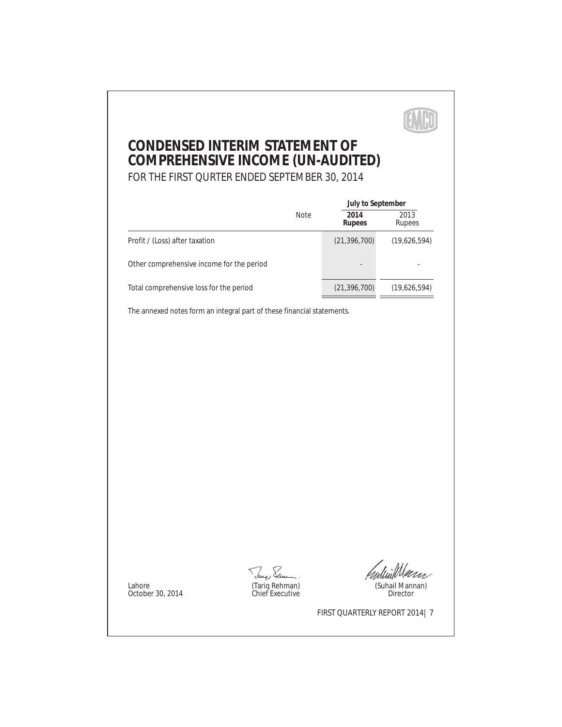# CONDENSED INTERIM STATEMENT OF COMPREHENSIVE INCOME (UN-AUDITED)

FOR THE FIRST QURTER ENDED SEPTEMBER 30, 2014

| | Note | July to September | |
|---|---|---|---|
| | | **2014** | 2013 |
| | | **Rupees** | Rupees |
| Profit / (Loss) after taxation | | (21,396,700) | (19,626,594) |
| Other comprehensive income for the period | | - | - |
| Total comprehensive loss for the period | | (21,396,700) | (19,626,594) |

The annexed notes form an integral part of these financial statements.

Lahore
October 30, 2014

(Tariq Rehman)
Chief Executive

(Suhail Mannan)
Director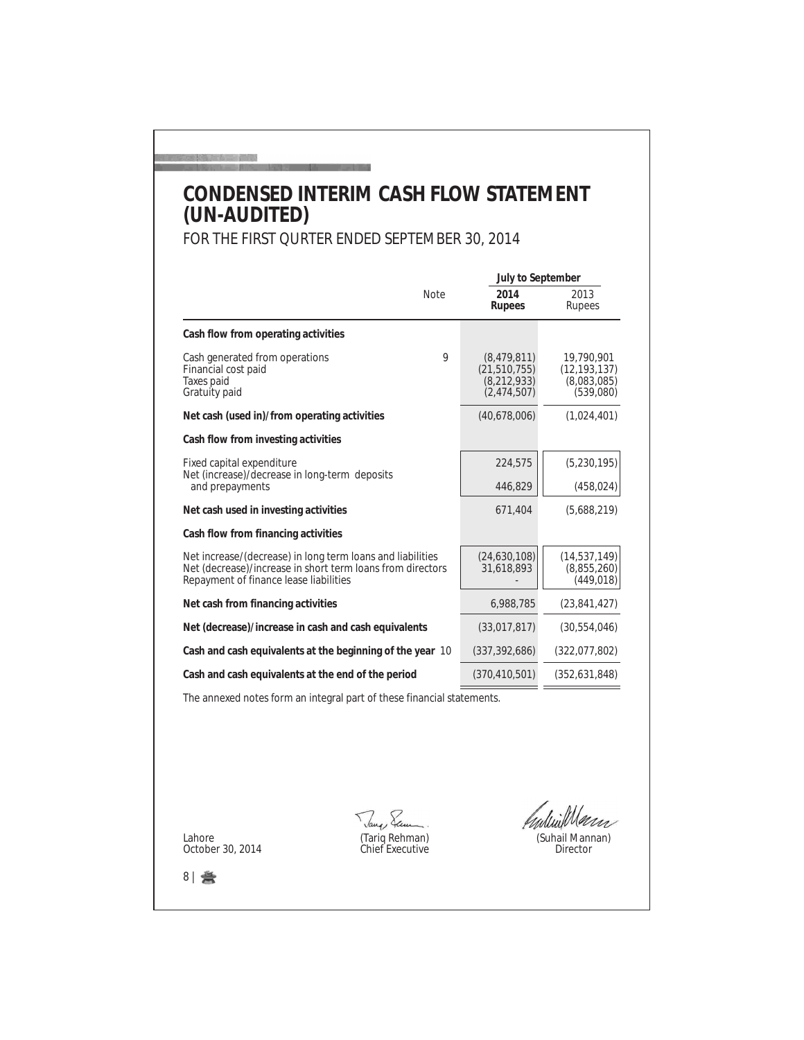# CONDENSED INTERIM CASH FLOW STATEMENT (UN-AUDITED)

FOR THE FIRST QURTER ENDED SEPTEMBER 30, 2014

| | Note | July to September 2014 Rupees | 2013 Rupees |
|---|---|---|---|
| **Cash flow from operating activities** | | | |
| Cash generated from operations | 9 | (8,479,811) | 19,790,901 |
| Financial cost paid | | (21,510,755) | (12,193,137) |
| Taxes paid | | (8,212,933) | (8,083,085) |
| Gratuity paid | | (2,474,507) | (539,080) |
| **Net cash (used in)/from operating activities** | | (40,678,006) | (1,024,401) |
| **Cash flow from investing activities** | | | |
| Fixed capital expenditure | | 224,575 | (5,230,195) |
| Net (increase)/decrease in long-term deposits and prepayments | | 446,829 | (458,024) |
| **Net cash used in investing activities** | | 671,404 | (5,688,219) |
| **Cash flow from financing activities** | | | |
| Net increase/(decrease) in long term loans and liabilities | | (24,630,108) | (14,537,149) |
| Net (decrease)/increase in short term loans from directors | | 31,618,893 | (8,855,260) |
| Repayment of finance lease liabilities | | - | (449,018) |
| **Net cash from financing activities** | | 6,988,785 | (23,841,427) |
| **Net (decrease)/increase in cash and cash equivalents** | | (33,017,817) | (30,554,046) |
| **Cash and cash equivalents at the beginning of the year** | 10 | (337,392,686) | (322,077,802) |
| **Cash and cash equivalents at the end of the period** | | (370,410,501) | (352,631,848) |

The annexed notes form an integral part of these financial statements.

Lahore
October 30, 2014

(Tariq Rehman)
Chief Executive

(Suhail Mannan)
Director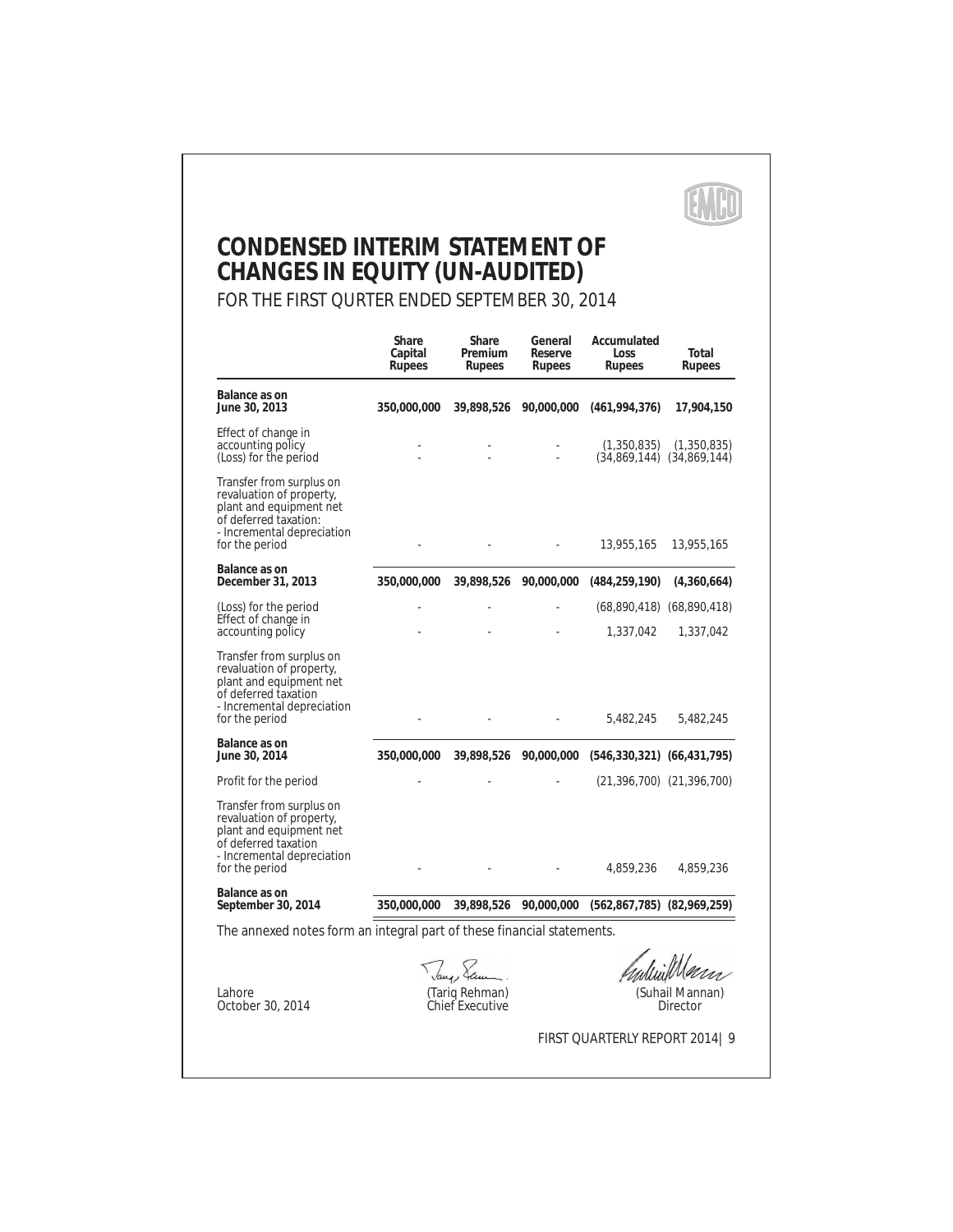# CONDENSED INTERIM STATEMENT OF CHANGES IN EQUITY (UN-AUDITED)

FOR THE FIRST QURTER ENDED SEPTEMBER 30, 2014

| | Share Capital Rupees | Share Premium Rupees | General Reserve Rupees | Accumulated Loss Rupees | Total Rupees |
|---|---|---|---|---|---|
| **Balance as on June 30, 2013** | **350,000,000** | **39,898,526** | **90,000,000** | **(461,994,376)** | **17,904,150** |
| Effect of change in accounting policy | - | - | - | (1,350,835) | (1,350,835) |
| (Loss) for the period | - | - | - | (34,869,144) | (34,869,144) |
| Transfer from surplus on revaluation of property, plant and equipment net of deferred taxation: - Incremental depreciation for the period | - | - | - | 13,955,165 | 13,955,165 |
| **Balance as on December 31, 2013** | **350,000,000** | **39,898,526** | **90,000,000** | **(484,259,190)** | **(4,360,664)** |
| (Loss) for the period | - | - | - | (68,890,418) | (68,890,418) |
| Effect of change in accounting policy | - | - | - | 1,337,042 | 1,337,042 |
| Transfer from surplus on revaluation of property, plant and equipment net of deferred taxation - Incremental depreciation for the period | - | - | - | 5,482,245 | 5,482,245 |
| **Balance as on June 30, 2014** | **350,000,000** | **39,898,526** | **90,000,000** | **(546,330,321)** | **(66,431,795)** |
| Profit for the period | - | - | - | (21,396,700) | (21,396,700) |
| Transfer from surplus on revaluation of property, plant and equipment net of deferred taxation - Incremental depreciation for the period | - | - | - | 4,859,236 | 4,859,236 |
| **Balance as on September 30, 2014** | **350,000,000** | **39,898,526** | **90,000,000** | **(562,867,785)** | **(82,969,259)** |

The annexed notes form an integral part of these financial statements.

Lahore
October 30, 2014

(Tariq Rehman)
Chief Executive

(Suhail Mannan)
Director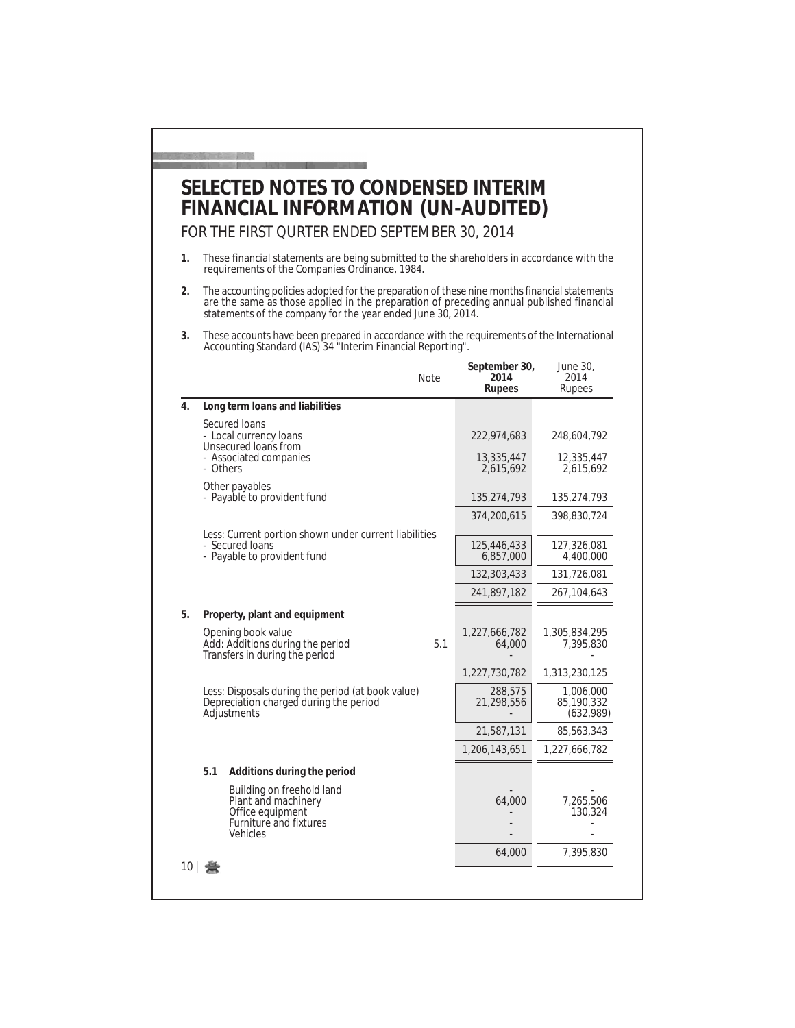# SELECTED NOTES TO CONDENSED INTERIM FINANCIAL INFORMATION (UN-AUDITED)

FOR THE FIRST QURTER ENDED SEPTEMBER 30, 2014

1. These financial statements are being submitted to the shareholders in accordance with the requirements of the Companies Ordinance, 1984.

2. The accounting policies adopted for the preparation of these nine months financial statements are the same as those applied in the preparation of preceding annual published financial statements of the company for the year ended June 30, 2014.

3. These accounts have been prepared in accordance with the requirements of the International Accounting Standard (IAS) 34 "Interim Financial Reporting".

| | | Note | September 30, 2014 Rupees | June 30, 2014 Rupees |
|---|---|---|---|---|
| **4.** | **Long term loans and liabilities** | | | |
| | Secured loans | | | |
| | - Local currency loans | | 222,974,683 | 248,604,792 |
| | Unsecured loans from | | | |
| | - Associated companies | | 13,335,447 | 12,335,447 |
| | - Others | | 2,615,692 | 2,615,692 |
| | Other payables | | | |
| | - Payable to provident fund | | 135,274,793 | 135,274,793 |
| | | | 374,200,615 | 398,830,724 |
| | Less: Current portion shown under current liabilities | | | |
| | - Secured loans | | 125,446,433 | 127,326,081 |
| | - Payable to provident fund | | 6,857,000 | 4,400,000 |
| | | | 132,303,433 | 131,726,081 |
| | | | 241,897,182 | 267,104,643 |
| **5.** | **Property, plant and equipment** | | | |
| | Opening book value | | 1,227,666,782 | 1,305,834,295 |
| | Add: Additions during the period | 5.1 | 64,000 | 7,395,830 |
| | Transfers in during the period | | - | - |
| | | | 1,227,730,782 | 1,313,230,125 |
| | Less: Disposals during the period (at book value) | | 288,575 | 1,006,000 |
| | Depreciation charged during the period | | 21,298,556 | 85,190,332 |
| | Adjustments | | - | (632,989) |
| | | | 21,587,131 | 85,563,343 |
| | | | 1,206,143,651 | 1,227,666,782 |
| | **5.1 Additions during the period** | | | |
| | Building on freehold land | | - | - |
| | Plant and machinery | | 64,000 | 7,265,506 |
| | Office equipment | | - | 130,324 |
| | Furniture and fixtures | | - | - |
| | Vehicles | | - | - |
| | | | 64,000 | 7,395,830 |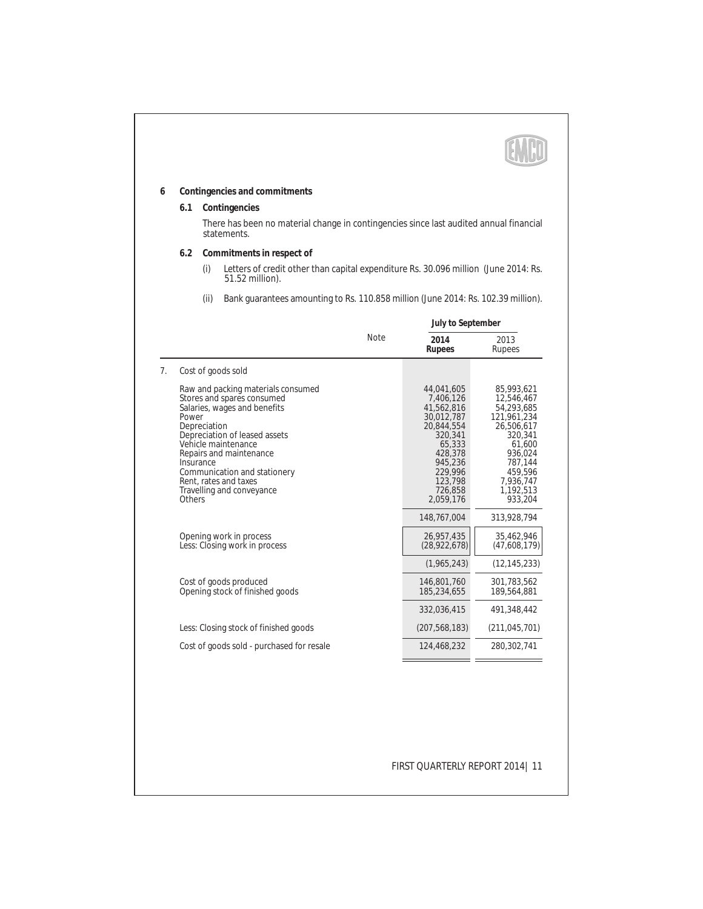## 6 Contingencies and commitments

### 6.1 Contingencies

There has been no material change in contingencies since last audited annual financial statements.

### 6.2 Commitments in respect of

(i) Letters of credit other than capital expenditure Rs. 30.096 million (June 2014: Rs. 51.52 million).

(ii) Bank guarantees amounting to Rs. 110.858 million (June 2014: Rs. 102.39 million).

| | Note | July to September | |
|---|---|---|---|
| | | **2014 Rupees** | 2013 Rupees |
| **7. Cost of goods sold** | | | |
| Raw and packing materials consumed | | 44,041,605 | 85,993,621 |
| Stores and spares consumed | | 7,406,126 | 12,546,467 |
| Salaries, wages and benefits | | 41,562,816 | 54,293,685 |
| Power | | 30,012,787 | 121,961,234 |
| Depreciation | | 20,844,554 | 26,506,617 |
| Depreciation of leased assets | | 320,341 | 320,341 |
| Vehicle maintenance | | 65,333 | 61,600 |
| Repairs and maintenance | | 428,378 | 936,024 |
| Insurance | | 945,236 | 787,144 |
| Communication and stationery | | 229,996 | 459,596 |
| Rent, rates and taxes | | 123,798 | 7,936,747 |
| Travelling and conveyance | | 726,858 | 1,192,513 |
| Others | | 2,059,176 | 933,204 |
| | | 148,767,004 | 313,928,794 |
| Opening work in process | | 26,957,435 | 35,462,946 |
| Less: Closing work in process | | (28,922,678) | (47,608,179) |
| | | (1,965,243) | (12,145,233) |
| Cost of goods produced | | 146,801,760 | 301,783,562 |
| Opening stock of finished goods | | 185,234,655 | 189,564,881 |
| | | 332,036,415 | 491,348,442 |
| Less: Closing stock of finished goods | | (207,568,183) | (211,045,701) |
| Cost of goods sold - purchased for resale | | 124,468,232 | 280,302,741 |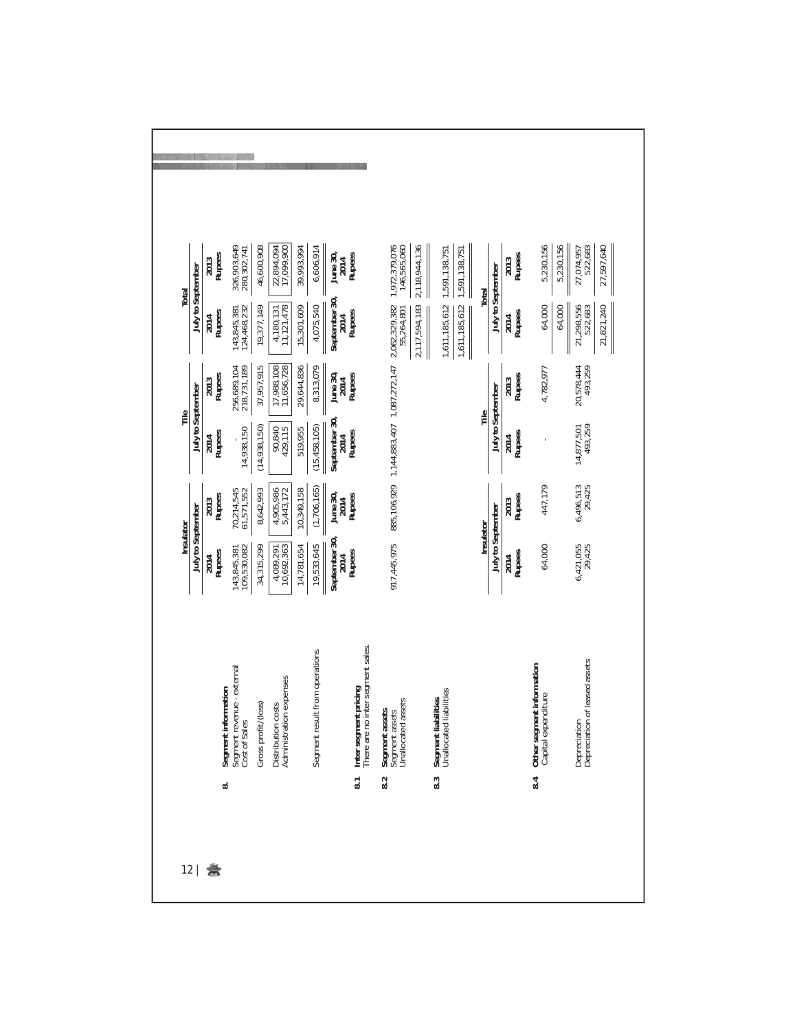## 8. Segment information

| | Insulator | | Tile | | Total | |
|---|---|---|---|---|---|---|
| | July to September | | July to September | | July to September | |
| | 2014 | 2013 | 2014 | 2013 | 2014 | 2013 |
| | Rupees | Rupees | Rupees | Rupees | Rupees | Rupees |
| Segment revenue - external | 143,845,381 | 70,214,545 | - | 256,689,104 | 143,845,381 | 326,903,649 |
| Cost of Sales | 109,530,082 | 61,571,552 | 14,938,150 | 218,731,189 | 124,468,232 | 280,302,741 |
| Gross profit/(loss) | 34,315,299 | 8,642,993 | (14,938,150) | 37,957,915 | 19,377,149 | 46,600,908 |
| Distribution costs | 4,089,291 | 4,905,986 | 90,840 | 17,988,108 | 4,180,131 | 22,894,094 |
| Administration expenses | 10,692,363 | 5,443,172 | 429,115 | 11,656,728 | 11,121,478 | 17,099,900 |
| | 14,781,654 | 10,349,158 | 519,955 | 29,644,836 | 15,301,609 | 39,993,994 |
| Segment result from operations | 19,533,645 | (1,706,165) | (15,458,105) | 8,313,079 | 4,075,540 | 6,606,914 |

### 8.1 Inter segment pricing

There are no inter segment sales.

| | Insulator | | Tile | | Total | |
|---|---|---|---|---|---|---|
| | September 30, 2014 | June 30, 2014 | September 30, 2014 | June 30, 2014 | September 30, 2014 | June 30, 2014 |
| | Rupees | Rupees | Rupees | Rupees | Rupees | Rupees |
| **8.2 Segment assets** | | | | | | |
| Segment assets | 917,445,975 | 885,106,929 | 1,144,883,407 | 1,087,272,147 | 2,062,329,382 | 1,972,379,076 |
| Unallocated assets | | | | | 55,264,801 | 146,565,060 |
| | | | | | 2,117,594,183 | 2,118,944,136 |
| **8.3 Segment liabilities** | | | | | | |
| Unallocated liabilities | | | | | 1,611,185,612 | 1,591,138,751 |
| | | | | | 1,611,185,612 | 1,591,138,751 |

### 8.4 Other segment information

| | Insulator | | Tile | | Total | |
|---|---|---|---|---|---|---|
| | July to September | | July to September | | July to September | |
| | 2014 | 2013 | 2014 | 2013 | 2014 | 2013 |
| | Rupees | Rupees | Rupees | Rupees | Rupees | Rupees |
| Capital expenditure | 64,000 | 447,179 | - | 4,782,977 | 64,000 | 5,230,156 |
| | | | | | 64,000 | 5,230,156 |
| Depreciation | 6,421,055 | 6,496,513 | 14,877,501 | 20,578,444 | 21,298,556 | 27,074,957 |
| Depreciation of leased assets | 29,425 | 29,425 | 493,259 | 493,259 | 522,683 | 522,683 |
| | | | | | 21,821,240 | 27,597,640 |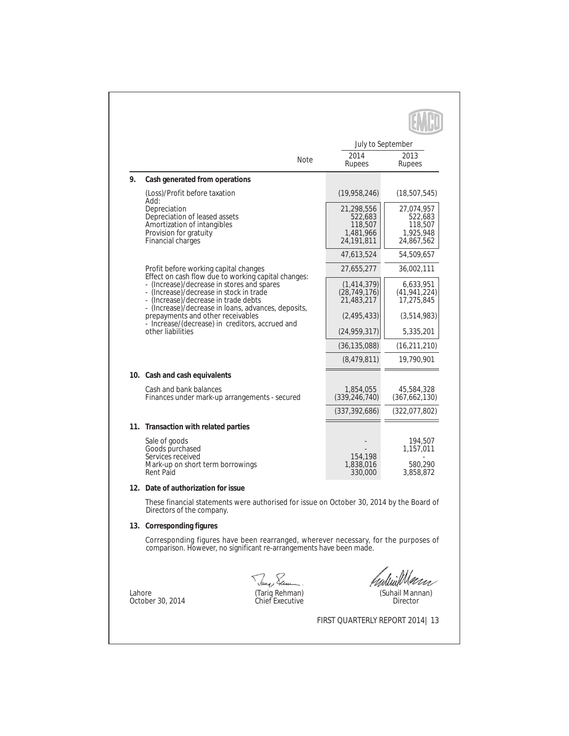| | Note | July to September 2014 Rupees | July to September 2013 Rupees |
|---|---|---|---|
| **9. Cash generated from operations** | | | |
| (Loss)/Profit before taxation | | (19,958,246) | (18,507,545) |
| Add: | | | |
| Depreciation | | 21,298,556 | 27,074,957 |
| Depreciation of leased assets | | 522,683 | 522,683 |
| Amortization of intangibles | | 118,507 | 118,507 |
| Provision for gratuity | | 1,481,966 | 1,925,948 |
| Financial charges | | 24,191,811 | 24,867,562 |
| | | 47,613,524 | 54,509,657 |
| Profit before working capital changes | | 27,655,277 | 36,002,111 |
| Effect on cash flow due to working capital changes: | | | |
| - (Increase)/decrease in stores and spares | | (1,414,379) | 6,633,951 |
| - (Increase)/decrease in stock in trade | | (28,749,176) | (41,941,224) |
| - (Increase)/decrease in trade debts | | 21,483,217 | 17,275,845 |
| - (Increase)/decrease in loans, advances, deposits, prepayments and other receivables | | (2,495,433) | (3,514,983) |
| - Increase/(decrease) in creditors, accrued and other liabilities | | (24,959,317) | 5,335,201 |
| | | (36,135,088) | (16,211,210) |
| | | (8,479,811) | 19,790,901 |
| **10. Cash and cash equivalents** | | | |
| Cash and bank balances | | 1,854,055 | 45,584,328 |
| Finances under mark-up arrangements - secured | | (339,246,740) | (367,662,130) |
| | | (337,392,686) | (322,077,802) |
| **11. Transaction with related parties** | | | |
| Sale of goods | | - | 194,507 |
| Goods purchased | | - | 1,157,011 |
| Services received | | 154,198 | - |
| Mark-up on short term borrowings | | 1,838,016 | 580,290 |
| Rent Paid | | 330,000 | 3,858,872 |

**12. Date of authorization for issue**

These financial statements were authorised for issue on October 30, 2014 by the Board of Directors of the company.

**13. Corresponding figures**

Corresponding figures have been rearranged, wherever necessary, for the purposes of comparison. However, no significant re-arrangements have been made.

Lahore
October 30, 2014

(Tariq Rehman)
Chief Executive

(Suhail Mannan)
Director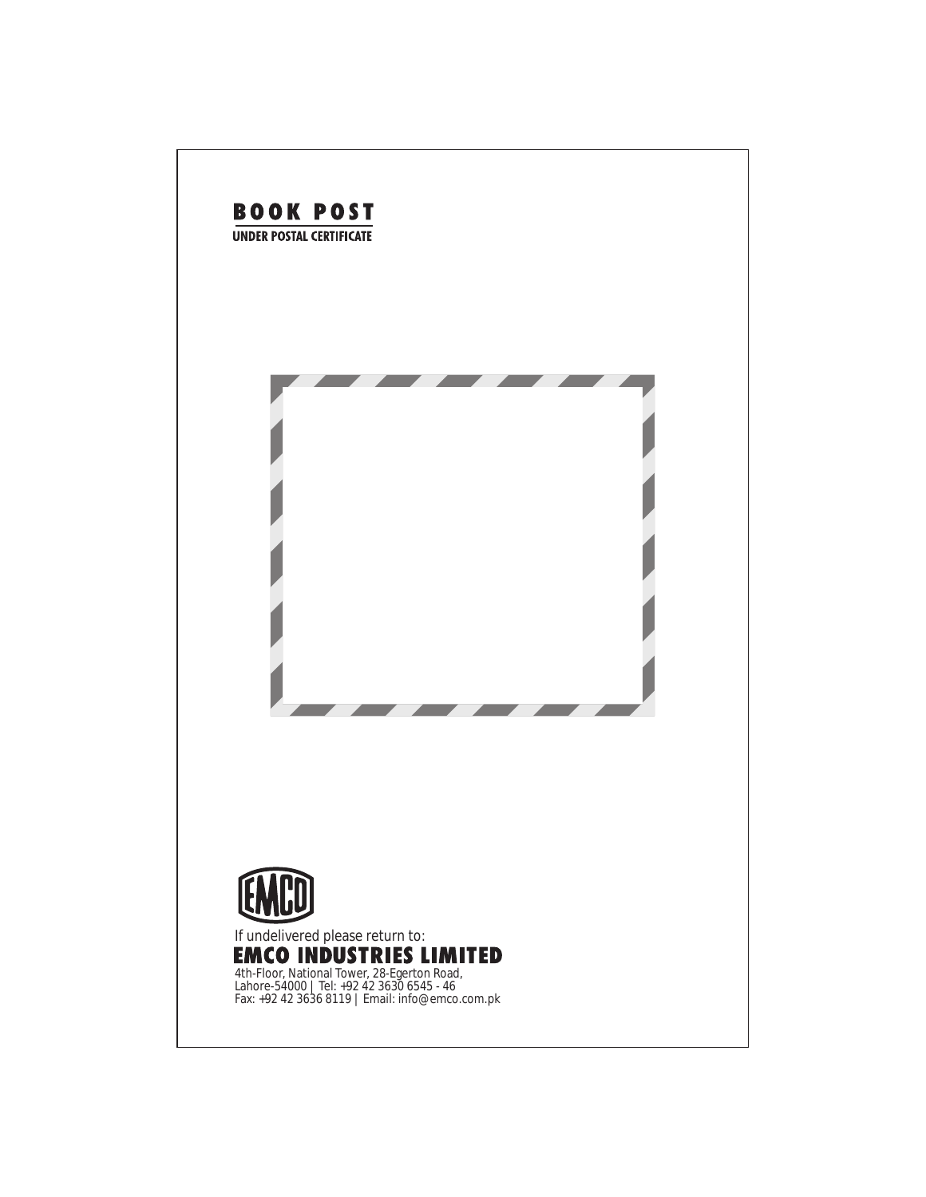**BOOK POST**

**UNDER POSTAL CERTIFICATE**

EMCO

If undelivered please return to:

**EMCO INDUSTRIES LIMITED**

4th-Floor, National Tower, 28-Egerton Road,
Lahore-54000 | Tel: +92 42 3630 6545 - 46
Fax: +92 42 3636 8119 | Email: info@emco.com.pk